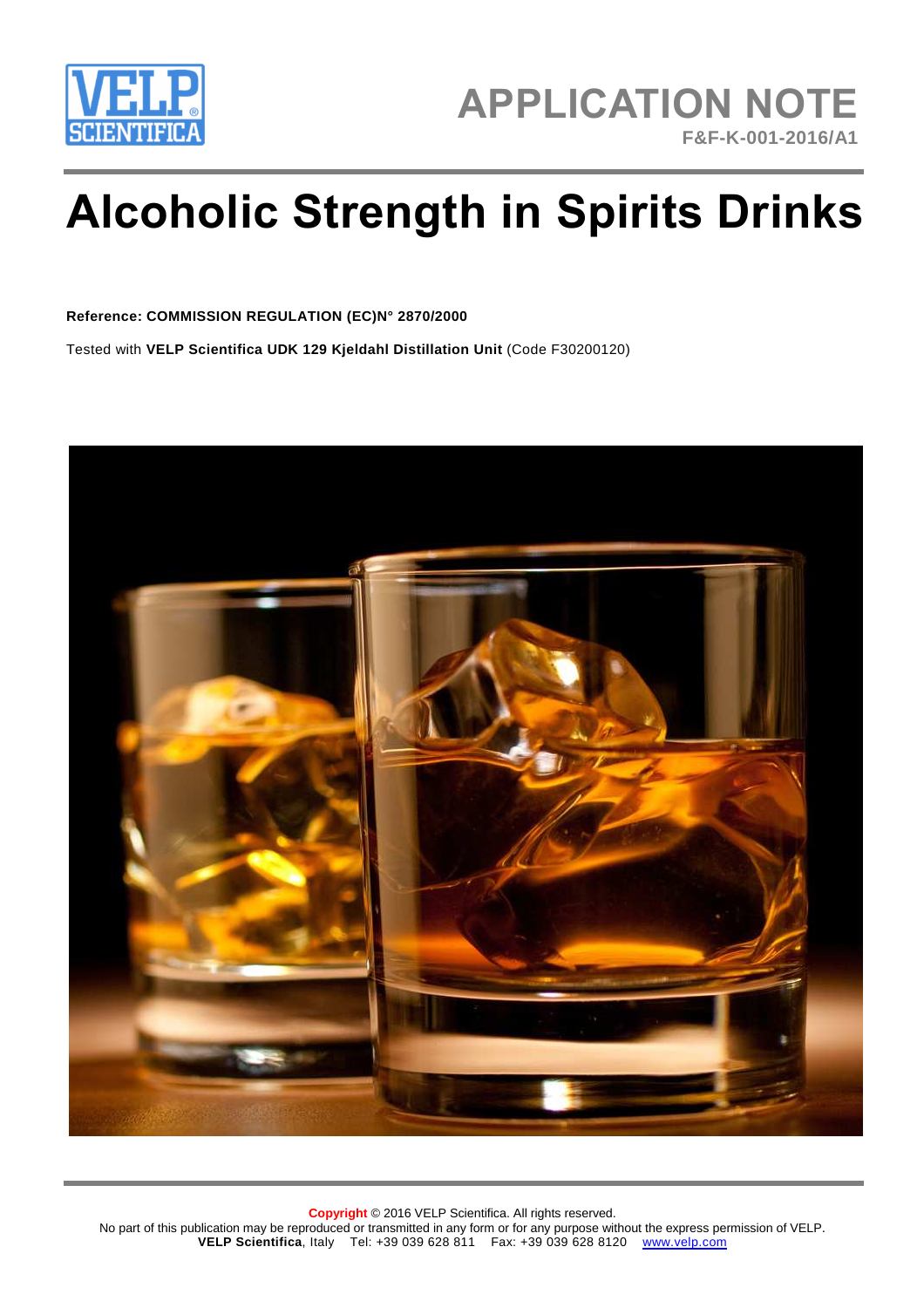APPLICATION NOTE

F&F-K-001-2016/A1

# Alcoholic Strength in Spirits Drinks

**Reference: COMMISSION REGULATION (EC)N° 2870/2000**

Tested with **VELP Scientifica UDK 129 Kjeldahl Distillation Unit** (Code F30200120)

**Copyright** © 2016 VELP Scientifica. All rights reserved.

No part of this publication may be reproduced or transmitted in any form or for any purpose without the express permission of VELP.

**VELP Scientifica**, Italy Tel: +39 039 628 811 Fax: +39 039 628 8120 www.velp.com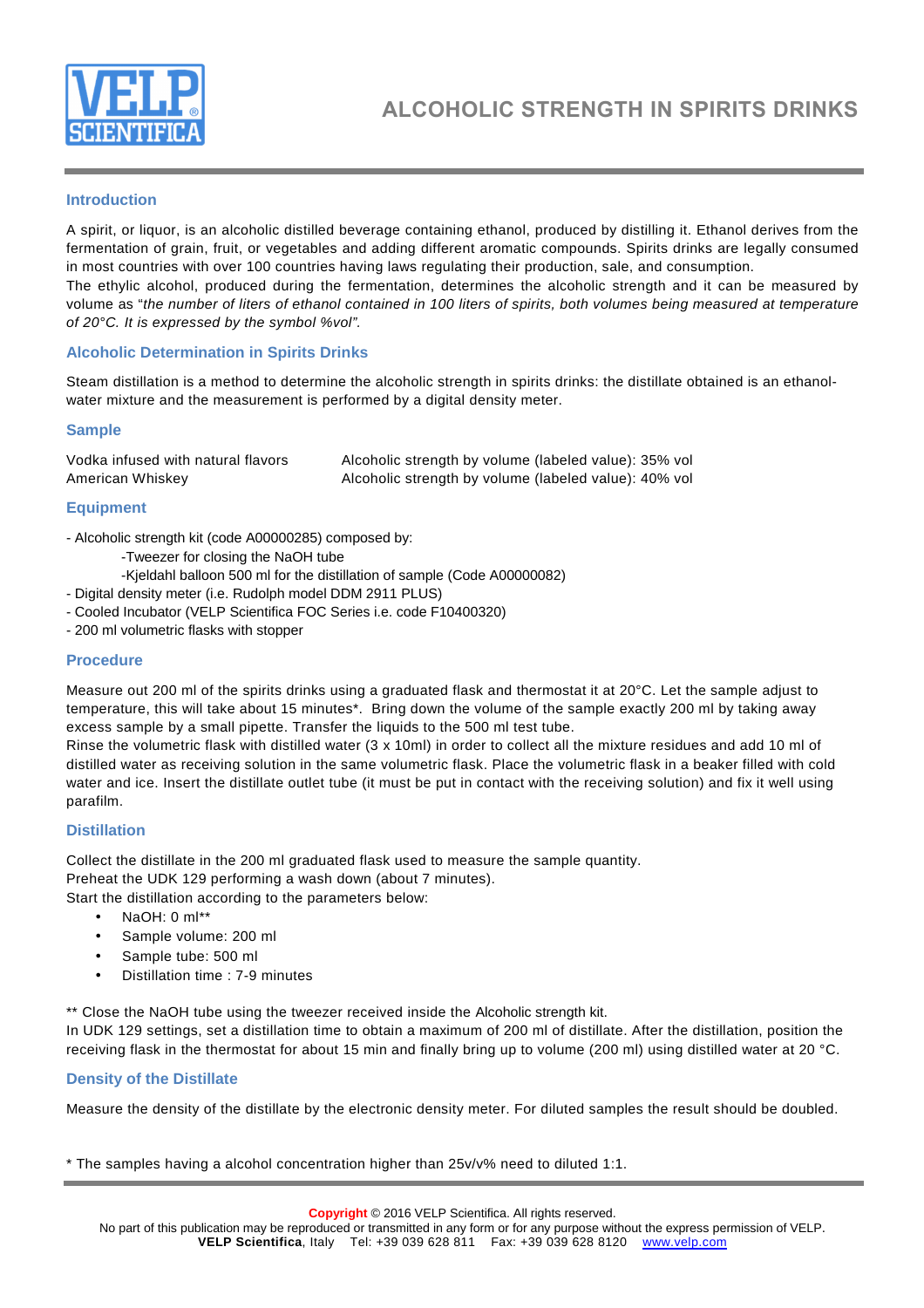# ALCOHOLIC STRENGTH IN SPIRITS DRINKS

## Introduction

A spirit, or liquor, is an alcoholic distilled beverage containing ethanol, produced by distilling it. Ethanol derives from the fermentation of grain, fruit, or vegetables and adding different aromatic compounds. Spirits drinks are legally consumed in most countries with over 100 countries having laws regulating their production, sale, and consumption.
The ethylic alcohol, produced during the fermentation, determines the alcoholic strength and it can be measured by volume as "*the number of liters of ethanol contained in 100 liters of spirits, both volumes being measured at temperature of 20°C. It is expressed by the symbol %vol".*

## Alcoholic Determination in Spirits Drinks

Steam distillation is a method to determine the alcoholic strength in spirits drinks: the distillate obtained is an ethanol-water mixture and the measurement is performed by a digital density meter.

## Sample

| | |
|---|---|
| Vodka infused with natural flavors | Alcoholic strength by volume (labeled value): 35% vol |
| American Whiskey | Alcoholic strength by volume (labeled value): 40% vol |

## Equipment

- Alcoholic strength kit (code A00000285) composed by:
  - Tweezer for closing the NaOH tube
  - Kjeldahl balloon 500 ml for the distillation of sample (Code A00000082)
- Digital density meter (i.e. Rudolph model DDM 2911 PLUS)
- Cooled Incubator (VELP Scientifica FOC Series i.e. code F10400320)
- 200 ml volumetric flasks with stopper

## Procedure

Measure out 200 ml of the spirits drinks using a graduated flask and thermostat it at 20°C. Let the sample adjust to temperature, this will take about 15 minutes*. Bring down the volume of the sample exactly 200 ml by taking away excess sample by a small pipette. Transfer the liquids to the 500 ml test tube.
Rinse the volumetric flask with distilled water (3 x 10ml) in order to collect all the mixture residues and add 10 ml of distilled water as receiving solution in the same volumetric flask. Place the volumetric flask in a beaker filled with cold water and ice. Insert the distillate outlet tube (it must be put in contact with the receiving solution) and fix it well using parafilm.

## Distillation

Collect the distillate in the 200 ml graduated flask used to measure the sample quantity.
Preheat the UDK 129 performing a wash down (about 7 minutes).
Start the distillation according to the parameters below:

- NaOH: 0 ml**
- Sample volume: 200 ml
- Sample tube: 500 ml
- Distillation time : 7-9 minutes

** Close the NaOH tube using the tweezer received inside the Alcoholic strength kit.
In UDK 129 settings, set a distillation time to obtain a maximum of 200 ml of distillate. After the distillation, position the receiving flask in the thermostat for about 15 min and finally bring up to volume (200 ml) using distilled water at 20 °C.

## Density of the Distillate

Measure the density of the distillate by the electronic density meter. For diluted samples the result should be doubled.

* The samples having a alcohol concentration higher than 25v/v% need to diluted 1:1.

**Copyright** © 2016 VELP Scientifica. All rights reserved.
No part of this publication may be reproduced or transmitted in any form or for any purpose without the express permission of VELP.
**VELP Scientifica**, Italy Tel: +39 039 628 811 Fax: +39 039 628 8120 www.velp.com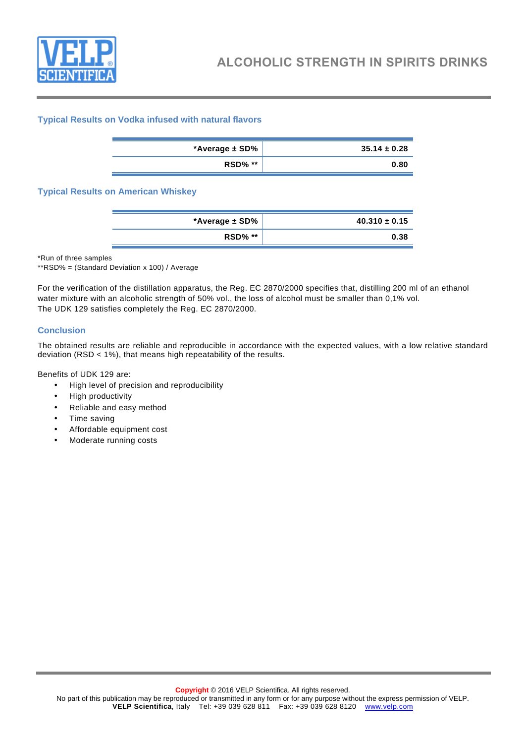### Typical Results on Vodka infused with natural flavors

| | |
|---|---|
| **\*Average ± SD%** | **35.14 ± 0.28** |
| **RSD% \*\*** | **0.80** |

### Typical Results on American Whiskey

| | |
|---|---|
| **\*Average ± SD%** | **40.310 ± 0.15** |
| **RSD% \*\*** | **0.38** |

*Run of three samples
**RSD% = (Standard Deviation x 100) / Average

For the verification of the distillation apparatus, the Reg. EC 2870/2000 specifies that, distilling 200 ml of an ethanol water mixture with an alcoholic strength of 50% vol., the loss of alcohol must be smaller than 0,1% vol.
The UDK 129 satisfies completely the Reg. EC 2870/2000.

### Conclusion

The obtained results are reliable and reproducible in accordance with the expected values, with a low relative standard deviation (RSD < 1%), that means high repeatability of the results.

Benefits of UDK 129 are:

- High level of precision and reproducibility
- High productivity
- Reliable and easy method
- Time saving
- Affordable equipment cost
- Moderate running costs